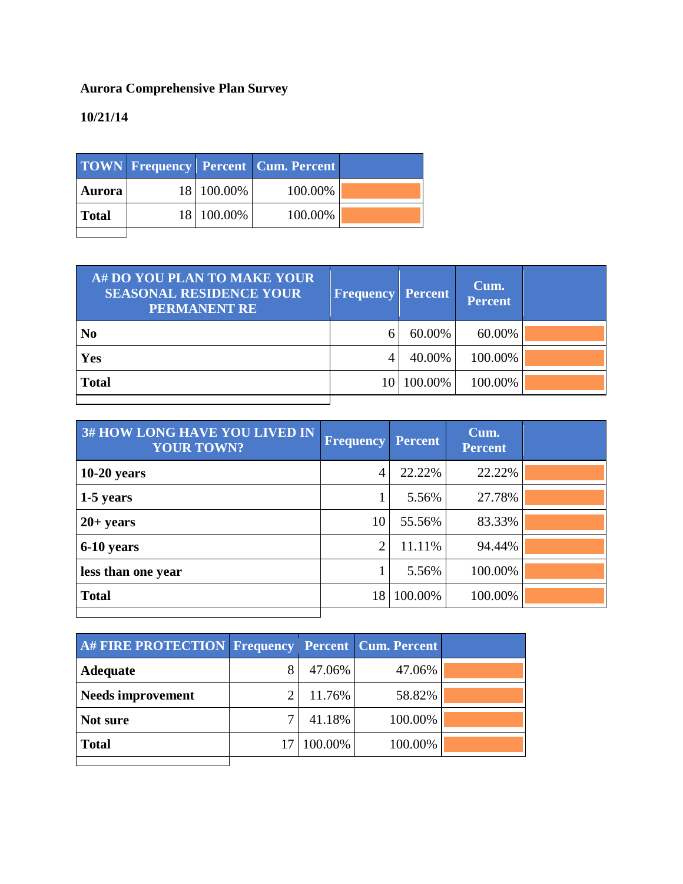**Aurora Comprehensive Plan Survey**

**10/21/14**

| TOWN | Frequency | Percent | Cum. Percent | |
|---|---|---|---|---|
| **Aurora** | 18 | 100.00% | 100.00% | |
| **Total** | 18 | 100.00% | 100.00% | |

| A# DO YOU PLAN TO MAKE YOUR SEASONAL RESIDENCE YOUR PERMANENT RE | Frequency | Percent | Cum. Percent | |
|---|---|---|---|---|
| **No** | 6 | 60.00% | 60.00% | |
| **Yes** | 4 | 40.00% | 100.00% | |
| **Total** | 10 | 100.00% | 100.00% | |

| 3# HOW LONG HAVE YOU LIVED IN YOUR TOWN? | Frequency | Percent | Cum. Percent | |
|---|---|---|---|---|
| **10-20 years** | 4 | 22.22% | 22.22% | |
| **1-5 years** | 1 | 5.56% | 27.78% | |
| **20+ years** | 10 | 55.56% | 83.33% | |
| **6-10 years** | 2 | 11.11% | 94.44% | |
| **less than one year** | 1 | 5.56% | 100.00% | |
| **Total** | 18 | 100.00% | 100.00% | |

| A# FIRE PROTECTION | Frequency | Percent | Cum. Percent | |
|---|---|---|---|---|
| **Adequate** | 8 | 47.06% | 47.06% | |
| **Needs improvement** | 2 | 11.76% | 58.82% | |
| **Not sure** | 7 | 41.18% | 100.00% | |
| **Total** | 17 | 100.00% | 100.00% | |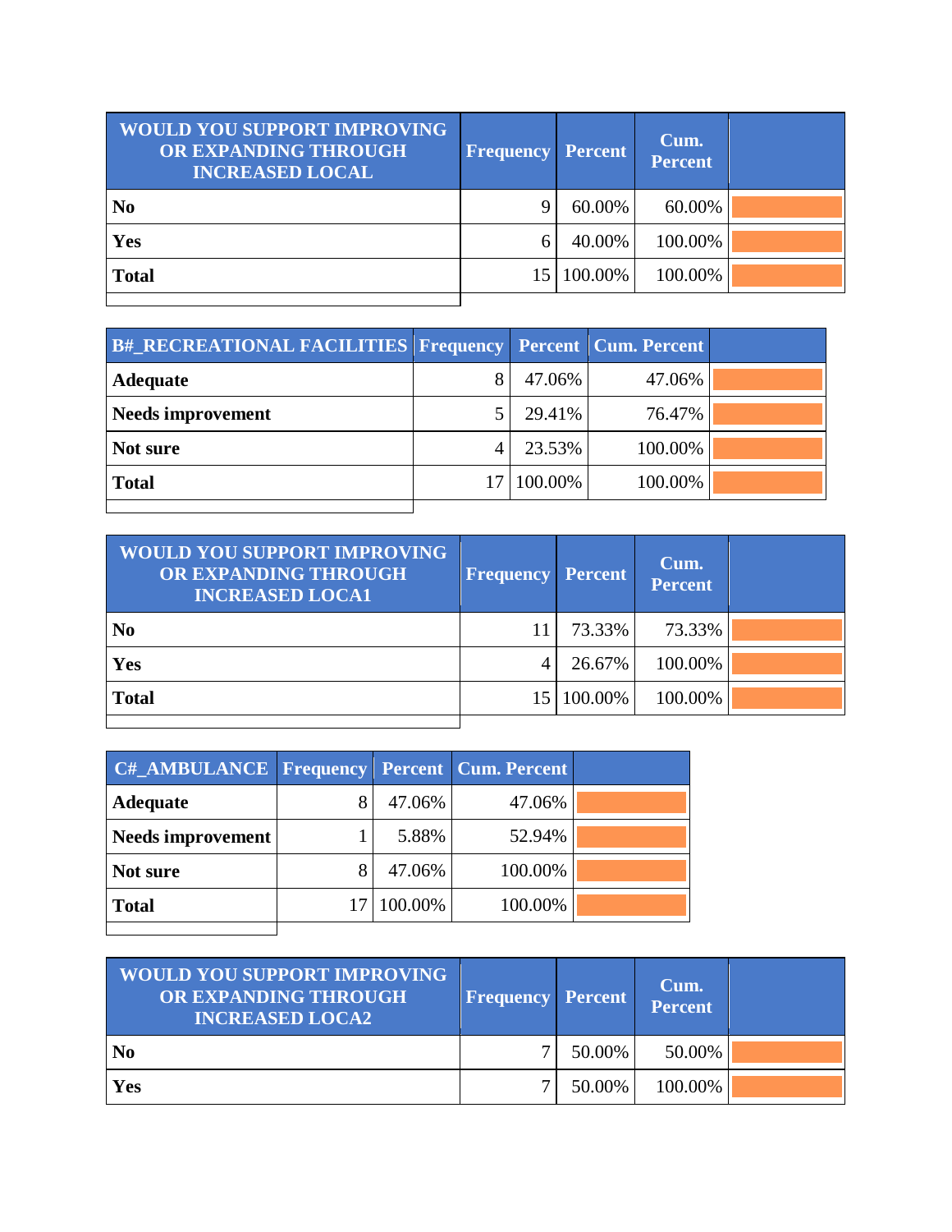| WOULD YOU SUPPORT IMPROVING OR EXPANDING THROUGH INCREASED LOCAL | Frequency | Percent | Cum. Percent | |
|---|---|---|---|---|
| **No** | 9 | 60.00% | 60.00% | |
| **Yes** | 6 | 40.00% | 100.00% | |
| **Total** | 15 | 100.00% | 100.00% | |

| B#_RECREATIONAL FACILITIES | Frequency | Percent | Cum. Percent | |
|---|---|---|---|---|
| **Adequate** | 8 | 47.06% | 47.06% | |
| **Needs improvement** | 5 | 29.41% | 76.47% | |
| **Not sure** | 4 | 23.53% | 100.00% | |
| **Total** | 17 | 100.00% | 100.00% | |

| WOULD YOU SUPPORT IMPROVING OR EXPANDING THROUGH INCREASED LOCA1 | Frequency | Percent | Cum. Percent | |
|---|---|---|---|---|
| **No** | 11 | 73.33% | 73.33% | |
| **Yes** | 4 | 26.67% | 100.00% | |
| **Total** | 15 | 100.00% | 100.00% | |

| C#_AMBULANCE | Frequency | Percent | Cum. Percent | |
|---|---|---|---|---|
| **Adequate** | 8 | 47.06% | 47.06% | |
| **Needs improvement** | 1 | 5.88% | 52.94% | |
| **Not sure** | 8 | 47.06% | 100.00% | |
| **Total** | 17 | 100.00% | 100.00% | |

| WOULD YOU SUPPORT IMPROVING OR EXPANDING THROUGH INCREASED LOCA2 | Frequency | Percent | Cum. Percent | |
|---|---|---|---|---|
| **No** | 7 | 50.00% | 50.00% | |
| **Yes** | 7 | 50.00% | 100.00% | |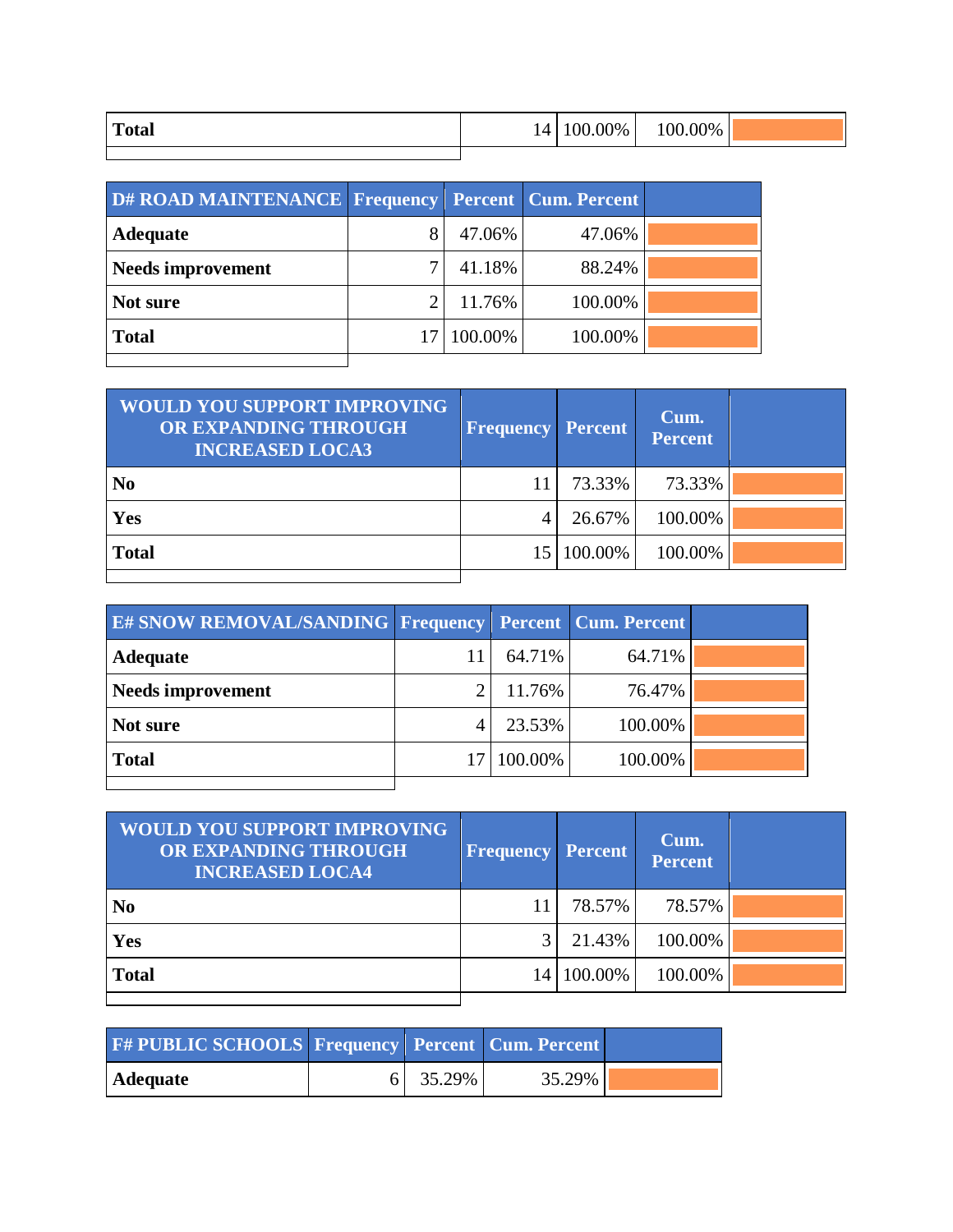| Total | 14 | 100.00% | 100.00% | |
|---|---|---|---|---|

| D# ROAD MAINTENANCE | Frequency | Percent | Cum. Percent | |
|---|---|---|---|---|
| Adequate | 8 | 47.06% | 47.06% | |
| Needs improvement | 7 | 41.18% | 88.24% | |
| Not sure | 2 | 11.76% | 100.00% | |
| Total | 17 | 100.00% | 100.00% | |

| WOULD YOU SUPPORT IMPROVING OR EXPANDING THROUGH INCREASED LOCA3 | Frequency | Percent | Cum. Percent | |
|---|---|---|---|---|
| No | 11 | 73.33% | 73.33% | |
| Yes | 4 | 26.67% | 100.00% | |
| Total | 15 | 100.00% | 100.00% | |

| E# SNOW REMOVAL/SANDING | Frequency | Percent | Cum. Percent | |
|---|---|---|---|---|
| Adequate | 11 | 64.71% | 64.71% | |
| Needs improvement | 2 | 11.76% | 76.47% | |
| Not sure | 4 | 23.53% | 100.00% | |
| Total | 17 | 100.00% | 100.00% | |

| WOULD YOU SUPPORT IMPROVING OR EXPANDING THROUGH INCREASED LOCA4 | Frequency | Percent | Cum. Percent | |
|---|---|---|---|---|
| No | 11 | 78.57% | 78.57% | |
| Yes | 3 | 21.43% | 100.00% | |
| Total | 14 | 100.00% | 100.00% | |

| F# PUBLIC SCHOOLS | Frequency | Percent | Cum. Percent | |
|---|---|---|---|---|
| Adequate | 6 | 35.29% | 35.29% | |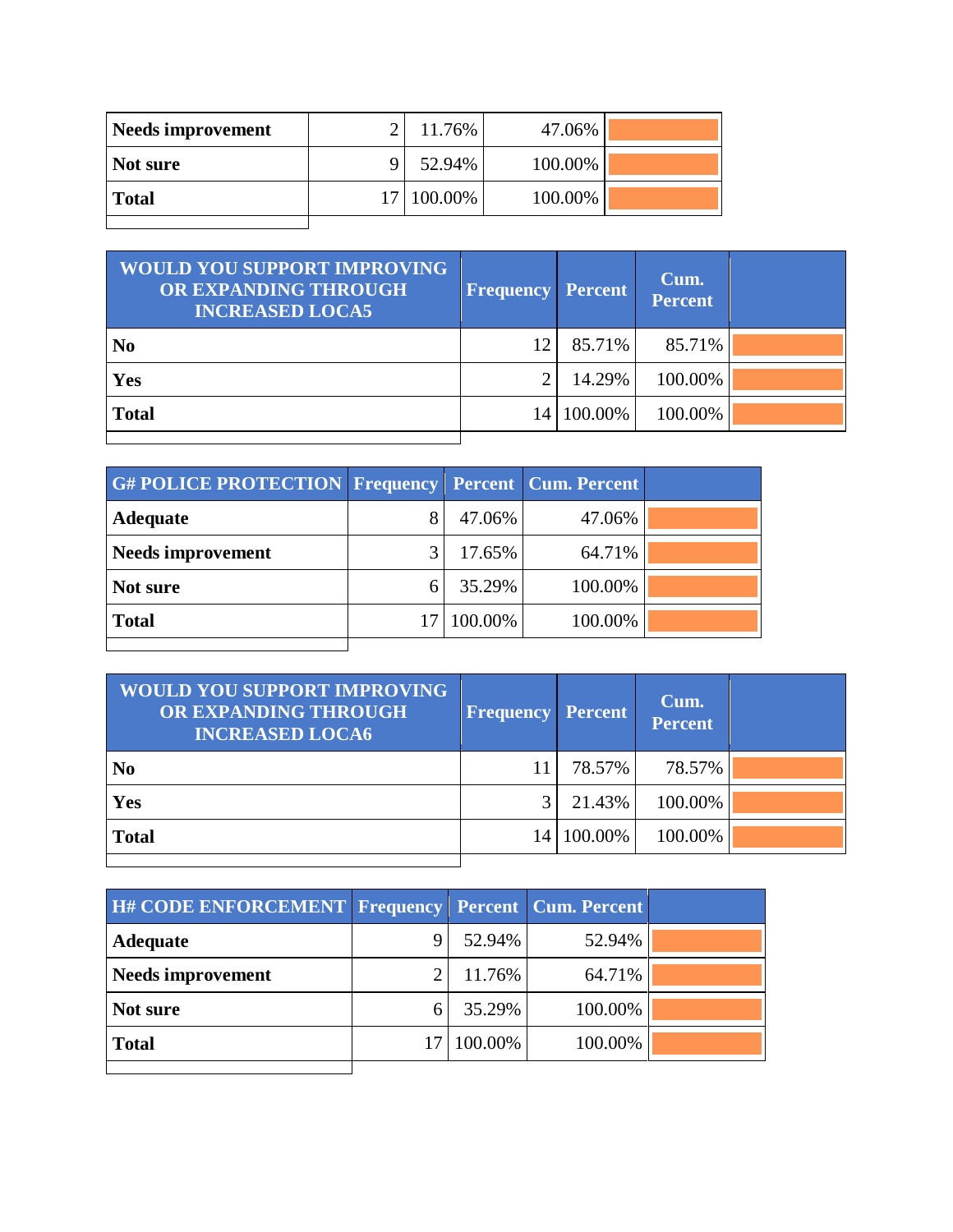| Needs improvement | 2 | 11.76% | 47.06% | |
|---|---|---|---|---|
| Not sure | 9 | 52.94% | 100.00% | |
| Total | 17 | 100.00% | 100.00% | |

| WOULD YOU SUPPORT IMPROVING OR EXPANDING THROUGH INCREASED LOCA5 | Frequency | Percent | Cum. Percent | |
|---|---|---|---|---|
| No | 12 | 85.71% | 85.71% | |
| Yes | 2 | 14.29% | 100.00% | |
| Total | 14 | 100.00% | 100.00% | |

| G# POLICE PROTECTION | Frequency | Percent | Cum. Percent | |
|---|---|---|---|---|
| Adequate | 8 | 47.06% | 47.06% | |
| Needs improvement | 3 | 17.65% | 64.71% | |
| Not sure | 6 | 35.29% | 100.00% | |
| Total | 17 | 100.00% | 100.00% | |

| WOULD YOU SUPPORT IMPROVING OR EXPANDING THROUGH INCREASED LOCA6 | Frequency | Percent | Cum. Percent | |
|---|---|---|---|---|
| No | 11 | 78.57% | 78.57% | |
| Yes | 3 | 21.43% | 100.00% | |
| Total | 14 | 100.00% | 100.00% | |

| H# CODE ENFORCEMENT | Frequency | Percent | Cum. Percent | |
|---|---|---|---|---|
| Adequate | 9 | 52.94% | 52.94% | |
| Needs improvement | 2 | 11.76% | 64.71% | |
| Not sure | 6 | 35.29% | 100.00% | |
| Total | 17 | 100.00% | 100.00% | |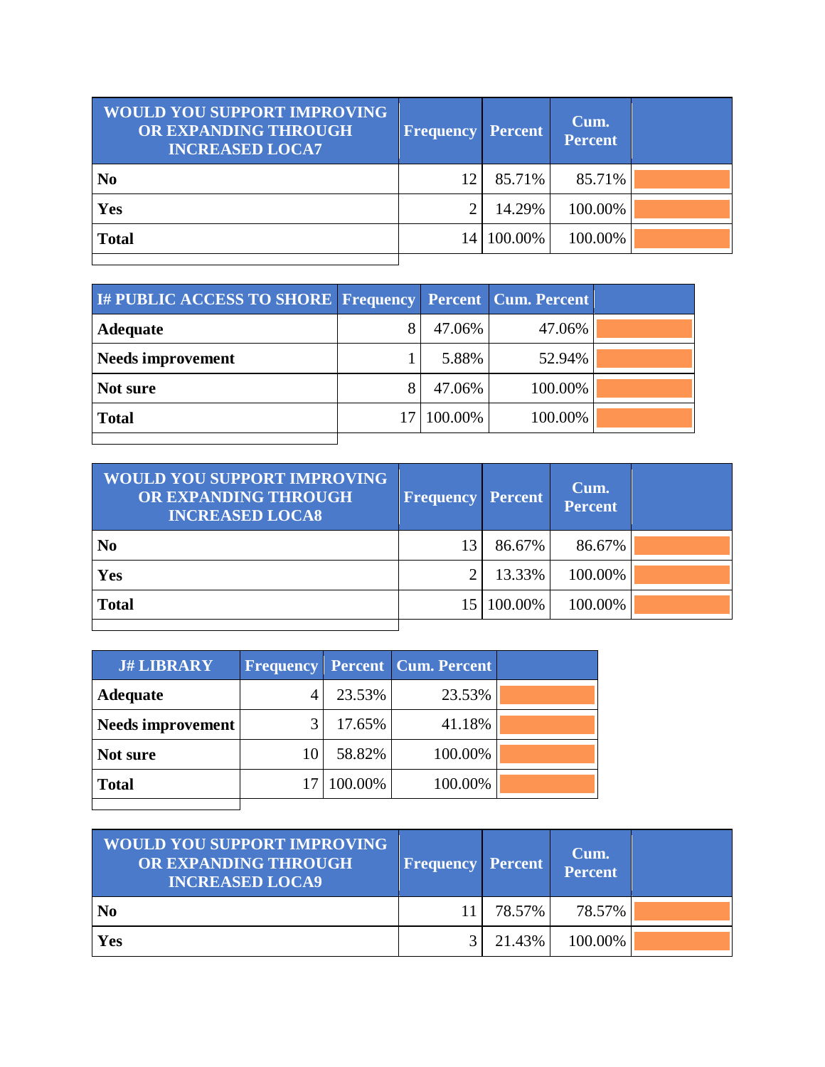| WOULD YOU SUPPORT IMPROVING OR EXPANDING THROUGH INCREASED LOCA7 | Frequency | Percent | Cum. Percent | |
|---|---|---|---|---|
| **No** | 12 | 85.71% | 85.71% | |
| **Yes** | 2 | 14.29% | 100.00% | |
| **Total** | 14 | 100.00% | 100.00% | |

| I# PUBLIC ACCESS TO SHORE | Frequency | Percent | Cum. Percent | |
|---|---|---|---|---|
| **Adequate** | 8 | 47.06% | 47.06% | |
| **Needs improvement** | 1 | 5.88% | 52.94% | |
| **Not sure** | 8 | 47.06% | 100.00% | |
| **Total** | 17 | 100.00% | 100.00% | |

| WOULD YOU SUPPORT IMPROVING OR EXPANDING THROUGH INCREASED LOCA8 | Frequency | Percent | Cum. Percent | |
|---|---|---|---|---|
| **No** | 13 | 86.67% | 86.67% | |
| **Yes** | 2 | 13.33% | 100.00% | |
| **Total** | 15 | 100.00% | 100.00% | |

| J# LIBRARY | Frequency | Percent | Cum. Percent | |
|---|---|---|---|---|
| **Adequate** | 4 | 23.53% | 23.53% | |
| **Needs improvement** | 3 | 17.65% | 41.18% | |
| **Not sure** | 10 | 58.82% | 100.00% | |
| **Total** | 17 | 100.00% | 100.00% | |

| WOULD YOU SUPPORT IMPROVING OR EXPANDING THROUGH INCREASED LOCA9 | Frequency | Percent | Cum. Percent | |
|---|---|---|---|---|
| **No** | 11 | 78.57% | 78.57% | |
| **Yes** | 3 | 21.43% | 100.00% | |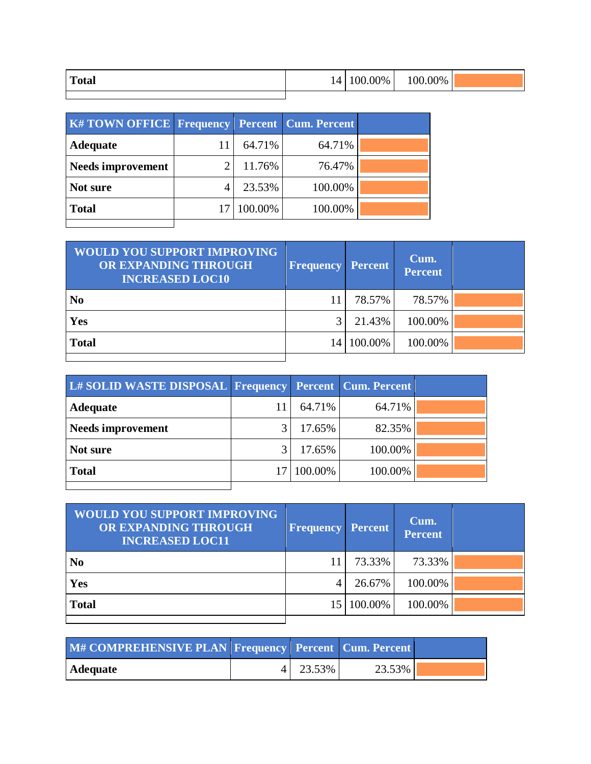| Total | 14 | 100.00% | 100.00% | |
|---|---|---|---|---|

| K# TOWN OFFICE | Frequency | Percent | Cum. Percent | |
|---|---|---|---|---|
| Adequate | 11 | 64.71% | 64.71% | |
| Needs improvement | 2 | 11.76% | 76.47% | |
| Not sure | 4 | 23.53% | 100.00% | |
| Total | 17 | 100.00% | 100.00% | |

| WOULD YOU SUPPORT IMPROVING OR EXPANDING THROUGH INCREASED LOC10 | Frequency | Percent | Cum. Percent | |
|---|---|---|---|---|
| No | 11 | 78.57% | 78.57% | |
| Yes | 3 | 21.43% | 100.00% | |
| Total | 14 | 100.00% | 100.00% | |

| L# SOLID WASTE DISPOSAL | Frequency | Percent | Cum. Percent | |
|---|---|---|---|---|
| Adequate | 11 | 64.71% | 64.71% | |
| Needs improvement | 3 | 17.65% | 82.35% | |
| Not sure | 3 | 17.65% | 100.00% | |
| Total | 17 | 100.00% | 100.00% | |

| WOULD YOU SUPPORT IMPROVING OR EXPANDING THROUGH INCREASED LOC11 | Frequency | Percent | Cum. Percent | |
|---|---|---|---|---|
| No | 11 | 73.33% | 73.33% | |
| Yes | 4 | 26.67% | 100.00% | |
| Total | 15 | 100.00% | 100.00% | |

| M# COMPREHENSIVE PLAN | Frequency | Percent | Cum. Percent | |
|---|---|---|---|---|
| Adequate | 4 | 23.53% | 23.53% | |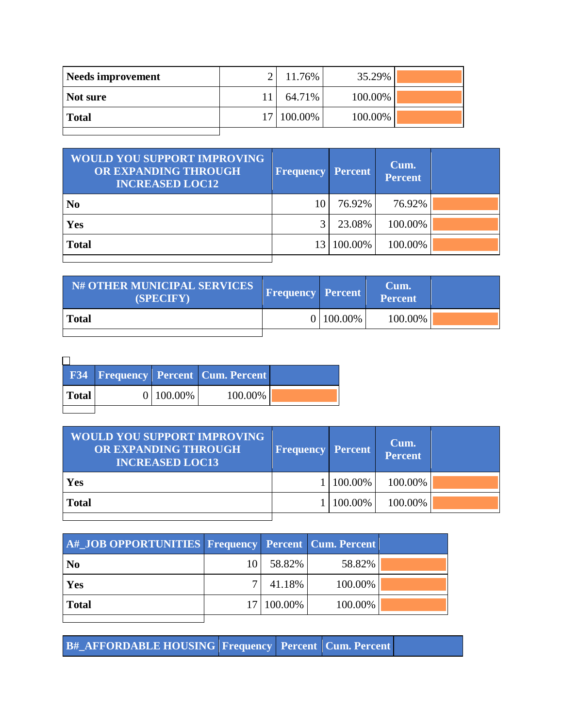| | | | | |
|---|---|---|---|---|
| **Needs improvement** | 2 | 11.76% | 35.29% | |
| **Not sure** | 11 | 64.71% | 100.00% | |
| **Total** | 17 | 100.00% | 100.00% | |

| WOULD YOU SUPPORT IMPROVING OR EXPANDING THROUGH INCREASED LOC12 | Frequency | Percent | Cum. Percent | |
|---|---|---|---|---|
| **No** | 10 | 76.92% | 76.92% | |
| **Yes** | 3 | 23.08% | 100.00% | |
| **Total** | 13 | 100.00% | 100.00% | |

| N# OTHER MUNICIPAL SERVICES (SPECIFY) | Frequency | Percent | Cum. Percent | |
|---|---|---|---|---|
| **Total** | 0 | 100.00% | 100.00% | |

| F34 | Frequency | Percent | Cum. Percent | |
|---|---|---|---|---|
| **Total** | 0 | 100.00% | 100.00% | |

| WOULD YOU SUPPORT IMPROVING OR EXPANDING THROUGH INCREASED LOC13 | Frequency | Percent | Cum. Percent | |
|---|---|---|---|---|
| **Yes** | 1 | 100.00% | 100.00% | |
| **Total** | 1 | 100.00% | 100.00% | |

| A#_JOB OPPORTUNITIES | Frequency | Percent | Cum. Percent | |
|---|---|---|---|---|
| **No** | 10 | 58.82% | 58.82% | |
| **Yes** | 7 | 41.18% | 100.00% | |
| **Total** | 17 | 100.00% | 100.00% | |

| B#_AFFORDABLE HOUSING | Frequency | Percent | Cum. Percent | |
|---|---|---|---|---|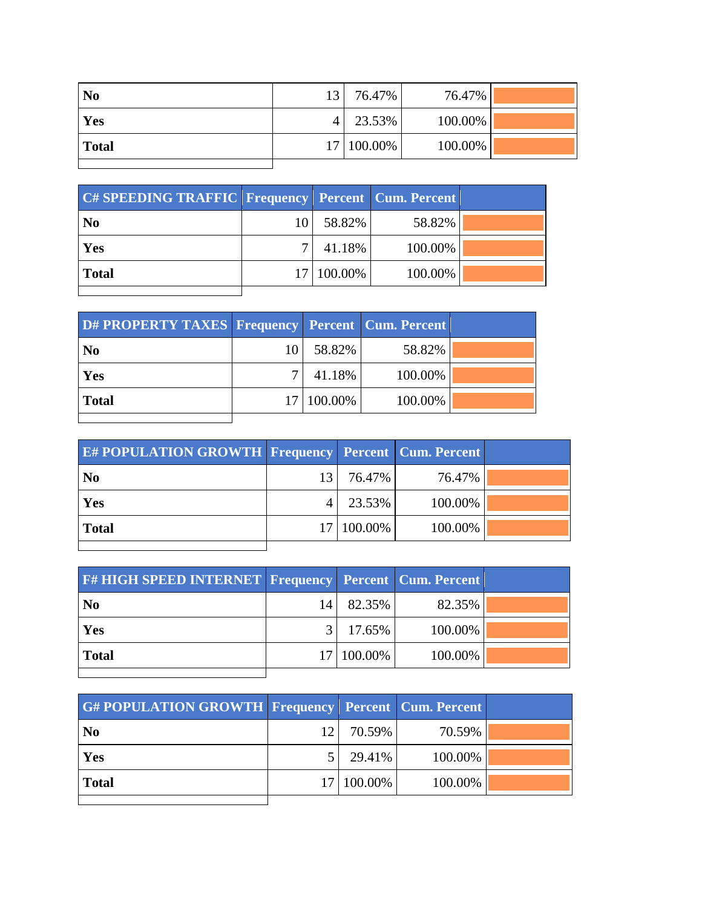| | | | | |
|---|---|---|---|---|
| **No** | 13 | 76.47% | 76.47% | |
| **Yes** | 4 | 23.53% | 100.00% | |
| **Total** | 17 | 100.00% | 100.00% | |

| C# SPEEDING TRAFFIC | Frequency | Percent | Cum. Percent | |
|---|---|---|---|---|
| **No** | 10 | 58.82% | 58.82% | |
| **Yes** | 7 | 41.18% | 100.00% | |
| **Total** | 17 | 100.00% | 100.00% | |

| D# PROPERTY TAXES | Frequency | Percent | Cum. Percent | |
|---|---|---|---|---|
| **No** | 10 | 58.82% | 58.82% | |
| **Yes** | 7 | 41.18% | 100.00% | |
| **Total** | 17 | 100.00% | 100.00% | |

| E# POPULATION GROWTH | Frequency | Percent | Cum. Percent | |
|---|---|---|---|---|
| **No** | 13 | 76.47% | 76.47% | |
| **Yes** | 4 | 23.53% | 100.00% | |
| **Total** | 17 | 100.00% | 100.00% | |

| F# HIGH SPEED INTERNET | Frequency | Percent | Cum. Percent | |
|---|---|---|---|---|
| **No** | 14 | 82.35% | 82.35% | |
| **Yes** | 3 | 17.65% | 100.00% | |
| **Total** | 17 | 100.00% | 100.00% | |

| G# POPULATION GROWTH | Frequency | Percent | Cum. Percent | |
|---|---|---|---|---|
| **No** | 12 | 70.59% | 70.59% | |
| **Yes** | 5 | 29.41% | 100.00% | |
| **Total** | 17 | 100.00% | 100.00% | |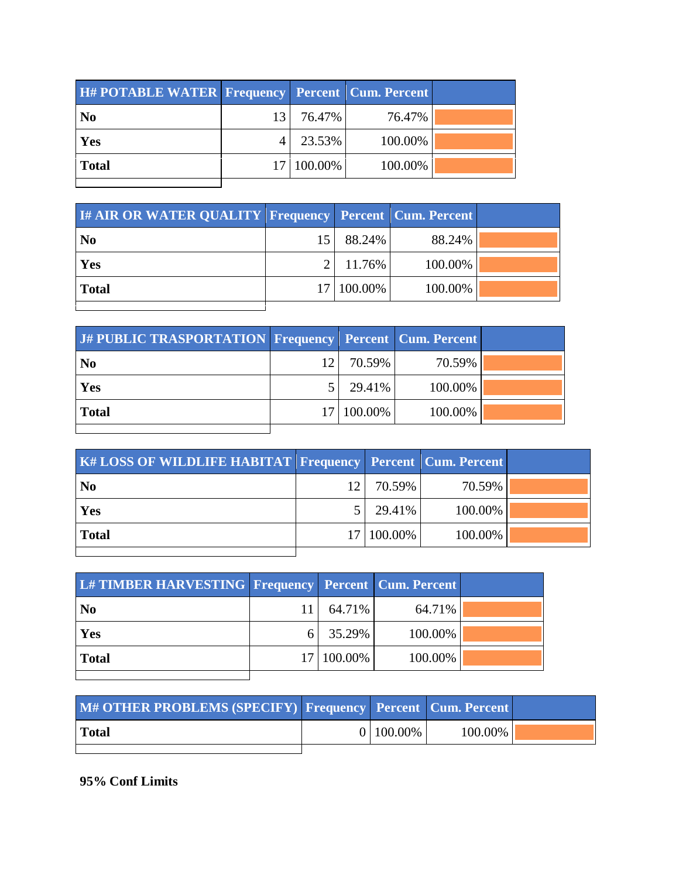| H# POTABLE WATER | Frequency | Percent | Cum. Percent | |
|---|---|---|---|---|
| **No** | 13 | 76.47% | 76.47% | |
| **Yes** | 4 | 23.53% | 100.00% | |
| **Total** | 17 | 100.00% | 100.00% | |

| I# AIR OR WATER QUALITY | Frequency | Percent | Cum. Percent | |
|---|---|---|---|---|
| **No** | 15 | 88.24% | 88.24% | |
| **Yes** | 2 | 11.76% | 100.00% | |
| **Total** | 17 | 100.00% | 100.00% | |

| J# PUBLIC TRASPORTATION | Frequency | Percent | Cum. Percent | |
|---|---|---|---|---|
| **No** | 12 | 70.59% | 70.59% | |
| **Yes** | 5 | 29.41% | 100.00% | |
| **Total** | 17 | 100.00% | 100.00% | |

| K# LOSS OF WILDLIFE HABITAT | Frequency | Percent | Cum. Percent | |
|---|---|---|---|---|
| **No** | 12 | 70.59% | 70.59% | |
| **Yes** | 5 | 29.41% | 100.00% | |
| **Total** | 17 | 100.00% | 100.00% | |

| L# TIMBER HARVESTING | Frequency | Percent | Cum. Percent | |
|---|---|---|---|---|
| **No** | 11 | 64.71% | 64.71% | |
| **Yes** | 6 | 35.29% | 100.00% | |
| **Total** | 17 | 100.00% | 100.00% | |

| M# OTHER PROBLEMS (SPECIFY) | Frequency | Percent | Cum. Percent | |
|---|---|---|---|---|
| **Total** | 0 | 100.00% | 100.00% | |

**95% Conf Limits**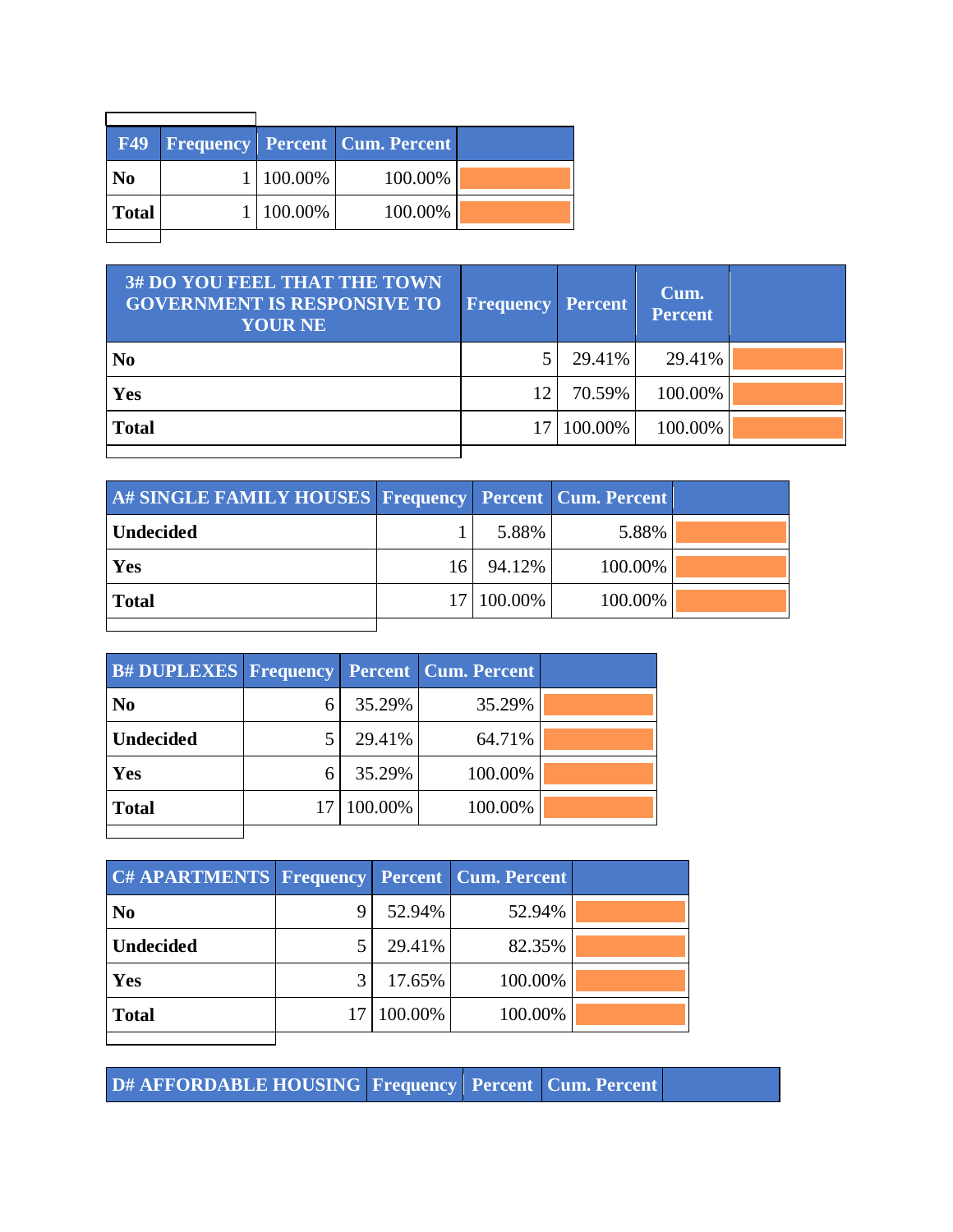| F49 | Frequency | Percent | Cum. Percent | |
|---|---|---|---|---|
| **No** | 1 | 100.00% | 100.00% | |
| **Total** | 1 | 100.00% | 100.00% | |

| 3# DO YOU FEEL THAT THE TOWN GOVERNMENT IS RESPONSIVE TO YOUR NE | Frequency | Percent | Cum. Percent | |
|---|---|---|---|---|
| **No** | 5 | 29.41% | 29.41% | |
| **Yes** | 12 | 70.59% | 100.00% | |
| **Total** | 17 | 100.00% | 100.00% | |

| A# SINGLE FAMILY HOUSES | Frequency | Percent | Cum. Percent | |
|---|---|---|---|---|
| **Undecided** | 1 | 5.88% | 5.88% | |
| **Yes** | 16 | 94.12% | 100.00% | |
| **Total** | 17 | 100.00% | 100.00% | |

| B# DUPLEXES | Frequency | Percent | Cum. Percent | |
|---|---|---|---|---|
| **No** | 6 | 35.29% | 35.29% | |
| **Undecided** | 5 | 29.41% | 64.71% | |
| **Yes** | 6 | 35.29% | 100.00% | |
| **Total** | 17 | 100.00% | 100.00% | |

| C# APARTMENTS | Frequency | Percent | Cum. Percent | |
|---|---|---|---|---|
| **No** | 9 | 52.94% | 52.94% | |
| **Undecided** | 5 | 29.41% | 82.35% | |
| **Yes** | 3 | 17.65% | 100.00% | |
| **Total** | 17 | 100.00% | 100.00% | |

| D# AFFORDABLE HOUSING | Frequency | Percent | Cum. Percent | |
|---|---|---|---|---|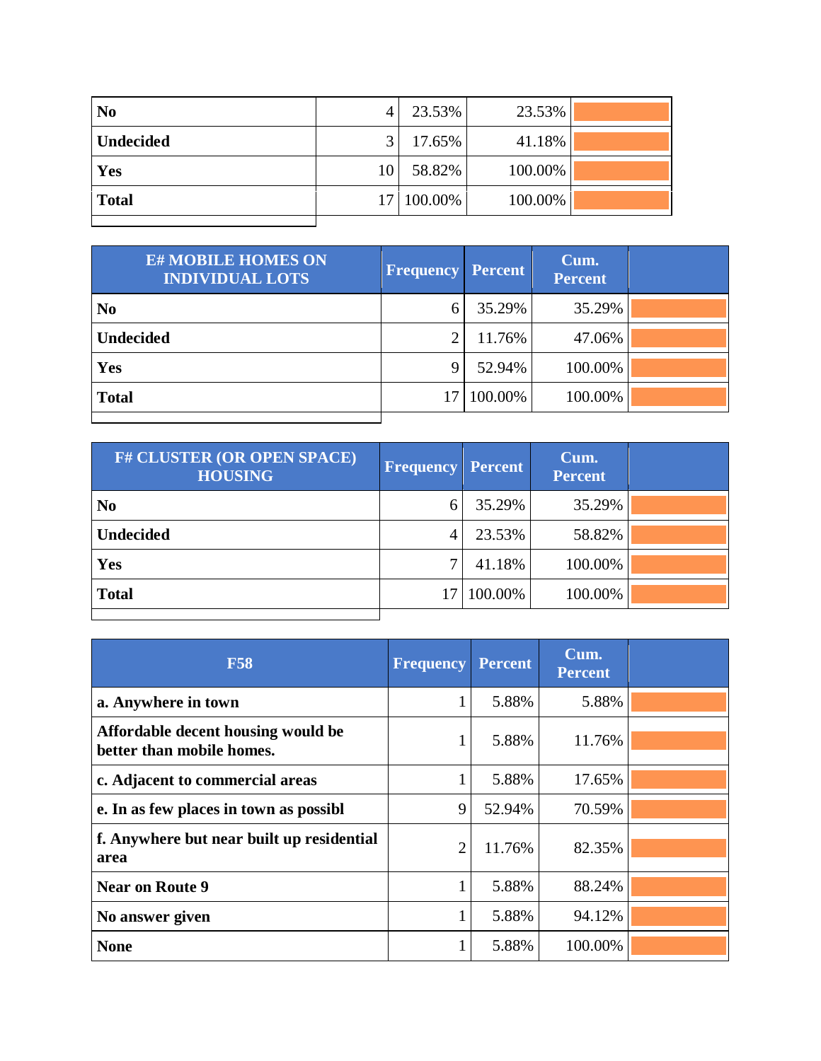| | | | | |
|---|---|---|---|---|
| **No** | 4 | 23.53% | 23.53% | |
| **Undecided** | 3 | 17.65% | 41.18% | |
| **Yes** | 10 | 58.82% | 100.00% | |
| **Total** | 17 | 100.00% | 100.00% | |

| E# MOBILE HOMES ON INDIVIDUAL LOTS | Frequency | Percent | Cum. Percent | |
|---|---|---|---|---|
| **No** | 6 | 35.29% | 35.29% | |
| **Undecided** | 2 | 11.76% | 47.06% | |
| **Yes** | 9 | 52.94% | 100.00% | |
| **Total** | 17 | 100.00% | 100.00% | |

| F# CLUSTER (OR OPEN SPACE) HOUSING | Frequency | Percent | Cum. Percent | |
|---|---|---|---|---|
| **No** | 6 | 35.29% | 35.29% | |
| **Undecided** | 4 | 23.53% | 58.82% | |
| **Yes** | 7 | 41.18% | 100.00% | |
| **Total** | 17 | 100.00% | 100.00% | |

| F58 | Frequency | Percent | Cum. Percent | |
|---|---|---|---|---|
| **a. Anywhere in town** | 1 | 5.88% | 5.88% | |
| **Affordable decent housing would be better than mobile homes.** | 1 | 5.88% | 11.76% | |
| **c. Adjacent to commercial areas** | 1 | 5.88% | 17.65% | |
| **e. In as few places in town as possibl** | 9 | 52.94% | 70.59% | |
| **f. Anywhere but near built up residential area** | 2 | 11.76% | 82.35% | |
| **Near on Route 9** | 1 | 5.88% | 88.24% | |
| **No answer given** | 1 | 5.88% | 94.12% | |
| **None** | 1 | 5.88% | 100.00% | |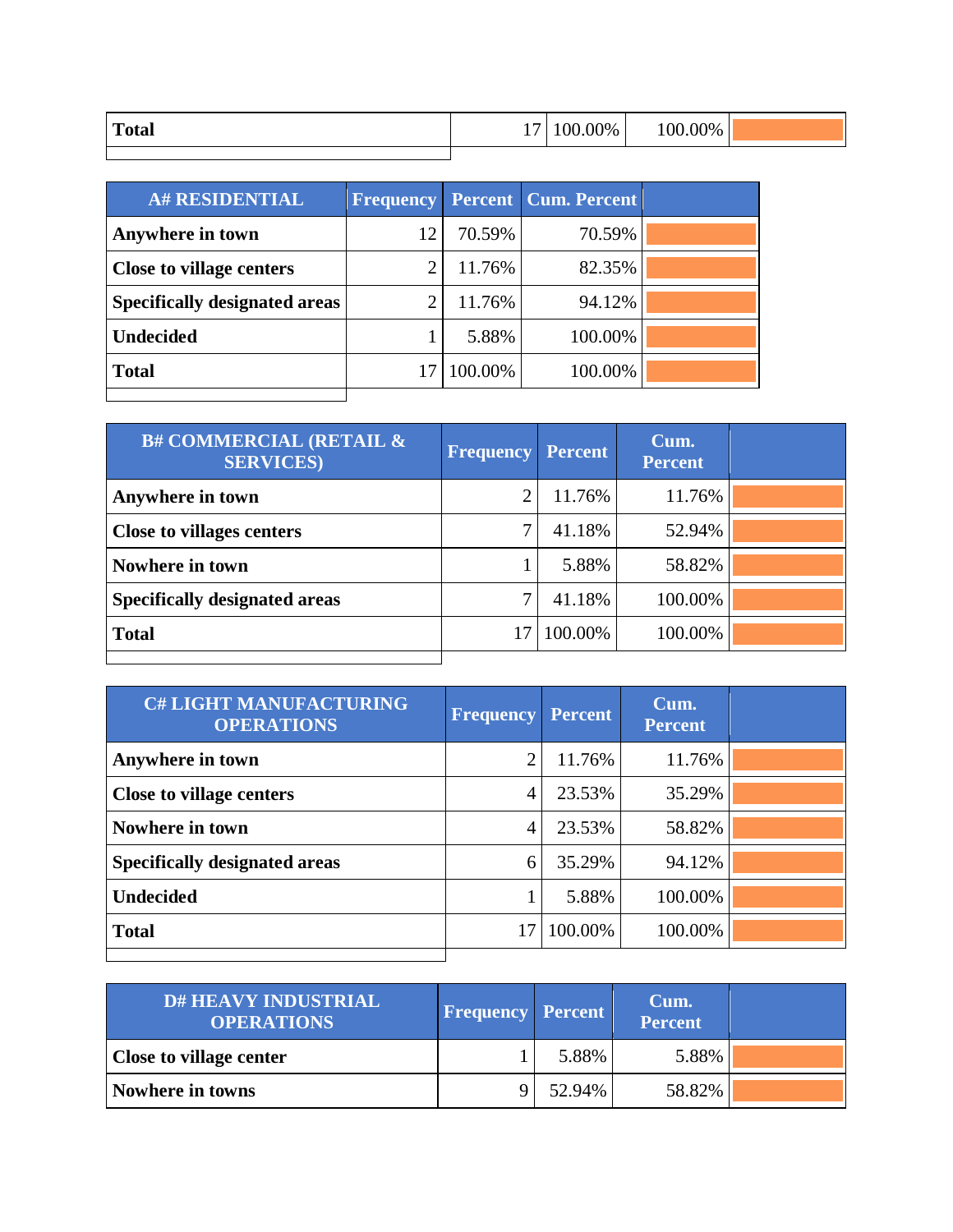| Total | 17 | 100.00% | 100.00% | |
|---|---|---|---|---|

| A# RESIDENTIAL | Frequency | Percent | Cum. Percent | |
|---|---|---|---|---|
| **Anywhere in town** | 12 | 70.59% | 70.59% | |
| **Close to village centers** | 2 | 11.76% | 82.35% | |
| **Specifically designated areas** | 2 | 11.76% | 94.12% | |
| **Undecided** | 1 | 5.88% | 100.00% | |
| **Total** | 17 | 100.00% | 100.00% | |

| B# COMMERCIAL (RETAIL & SERVICES) | Frequency | Percent | Cum. Percent | |
|---|---|---|---|---|
| **Anywhere in town** | 2 | 11.76% | 11.76% | |
| **Close to villages centers** | 7 | 41.18% | 52.94% | |
| **Nowhere in town** | 1 | 5.88% | 58.82% | |
| **Specifically designated areas** | 7 | 41.18% | 100.00% | |
| **Total** | 17 | 100.00% | 100.00% | |

| C# LIGHT MANUFACTURING OPERATIONS | Frequency | Percent | Cum. Percent | |
|---|---|---|---|---|
| **Anywhere in town** | 2 | 11.76% | 11.76% | |
| **Close to village centers** | 4 | 23.53% | 35.29% | |
| **Nowhere in town** | 4 | 23.53% | 58.82% | |
| **Specifically designated areas** | 6 | 35.29% | 94.12% | |
| **Undecided** | 1 | 5.88% | 100.00% | |
| **Total** | 17 | 100.00% | 100.00% | |

| D# HEAVY INDUSTRIAL OPERATIONS | Frequency | Percent | Cum. Percent | |
|---|---|---|---|---|
| **Close to village center** | 1 | 5.88% | 5.88% | |
| **Nowhere in towns** | 9 | 52.94% | 58.82% | |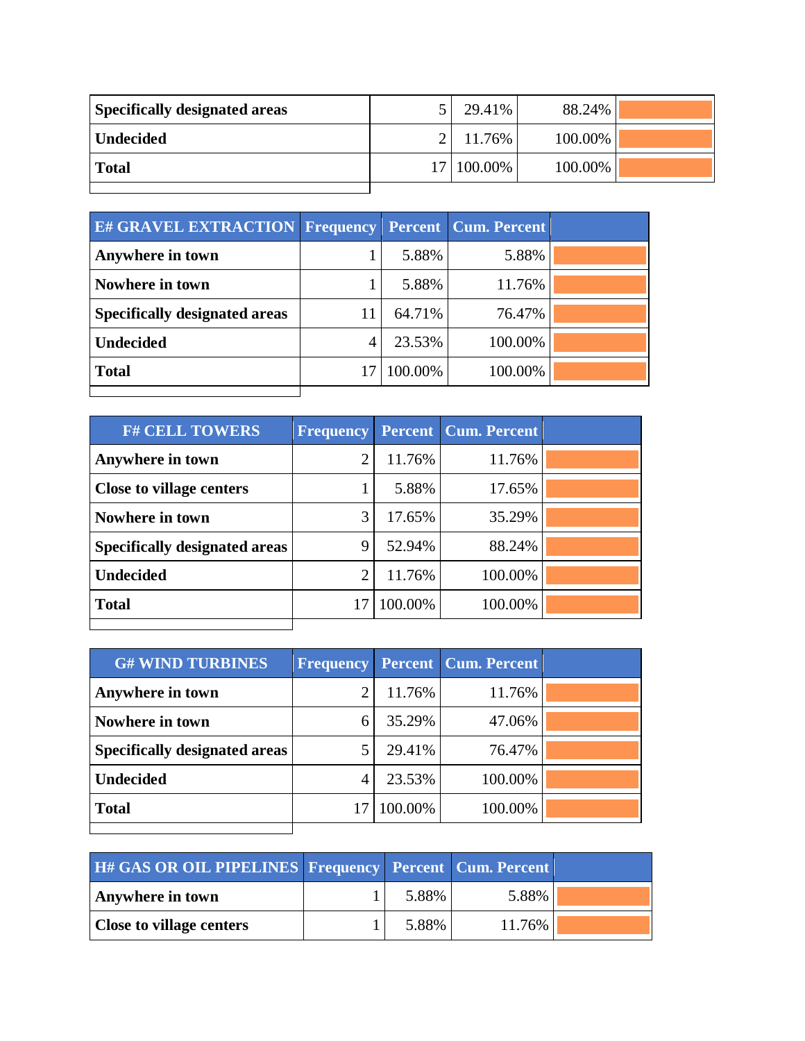| | | | | |
|---|---|---|---|---|
| **Specifically designated areas** | 5 | 29.41% | 88.24% | |
| **Undecided** | 2 | 11.76% | 100.00% | |
| **Total** | 17 | 100.00% | 100.00% | |

| E# GRAVEL EXTRACTION | Frequency | Percent | Cum. Percent | |
|---|---|---|---|---|
| **Anywhere in town** | 1 | 5.88% | 5.88% | |
| **Nowhere in town** | 1 | 5.88% | 11.76% | |
| **Specifically designated areas** | 11 | 64.71% | 76.47% | |
| **Undecided** | 4 | 23.53% | 100.00% | |
| **Total** | 17 | 100.00% | 100.00% | |

| F# CELL TOWERS | Frequency | Percent | Cum. Percent | |
|---|---|---|---|---|
| **Anywhere in town** | 2 | 11.76% | 11.76% | |
| **Close to village centers** | 1 | 5.88% | 17.65% | |
| **Nowhere in town** | 3 | 17.65% | 35.29% | |
| **Specifically designated areas** | 9 | 52.94% | 88.24% | |
| **Undecided** | 2 | 11.76% | 100.00% | |
| **Total** | 17 | 100.00% | 100.00% | |

| G# WIND TURBINES | Frequency | Percent | Cum. Percent | |
|---|---|---|---|---|
| **Anywhere in town** | 2 | 11.76% | 11.76% | |
| **Nowhere in town** | 6 | 35.29% | 47.06% | |
| **Specifically designated areas** | 5 | 29.41% | 76.47% | |
| **Undecided** | 4 | 23.53% | 100.00% | |
| **Total** | 17 | 100.00% | 100.00% | |

| H# GAS OR OIL PIPELINES | Frequency | Percent | Cum. Percent | |
|---|---|---|---|---|
| **Anywhere in town** | 1 | 5.88% | 5.88% | |
| **Close to village centers** | 1 | 5.88% | 11.76% | |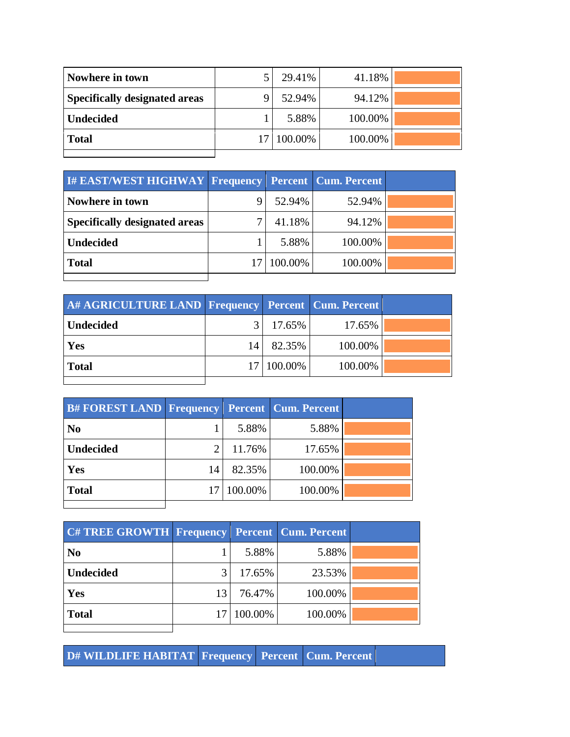| | | | | |
|---|---|---|---|---|
| **Nowhere in town** | 5 | 29.41% | 41.18% | |
| **Specifically designated areas** | 9 | 52.94% | 94.12% | |
| **Undecided** | 1 | 5.88% | 100.00% | |
| **Total** | 17 | 100.00% | 100.00% | |

| I# EAST/WEST HIGHWAY | Frequency | Percent | Cum. Percent | |
|---|---|---|---|---|
| **Nowhere in town** | 9 | 52.94% | 52.94% | |
| **Specifically designated areas** | 7 | 41.18% | 94.12% | |
| **Undecided** | 1 | 5.88% | 100.00% | |
| **Total** | 17 | 100.00% | 100.00% | |

| A# AGRICULTURE LAND | Frequency | Percent | Cum. Percent | |
|---|---|---|---|---|
| **Undecided** | 3 | 17.65% | 17.65% | |
| **Yes** | 14 | 82.35% | 100.00% | |
| **Total** | 17 | 100.00% | 100.00% | |

| B# FOREST LAND | Frequency | Percent | Cum. Percent | |
|---|---|---|---|---|
| **No** | 1 | 5.88% | 5.88% | |
| **Undecided** | 2 | 11.76% | 17.65% | |
| **Yes** | 14 | 82.35% | 100.00% | |
| **Total** | 17 | 100.00% | 100.00% | |

| C# TREE GROWTH | Frequency | Percent | Cum. Percent | |
|---|---|---|---|---|
| **No** | 1 | 5.88% | 5.88% | |
| **Undecided** | 3 | 17.65% | 23.53% | |
| **Yes** | 13 | 76.47% | 100.00% | |
| **Total** | 17 | 100.00% | 100.00% | |

| D# WILDLIFE HABITAT | Frequency | Percent | Cum. Percent | |
|---|---|---|---|---|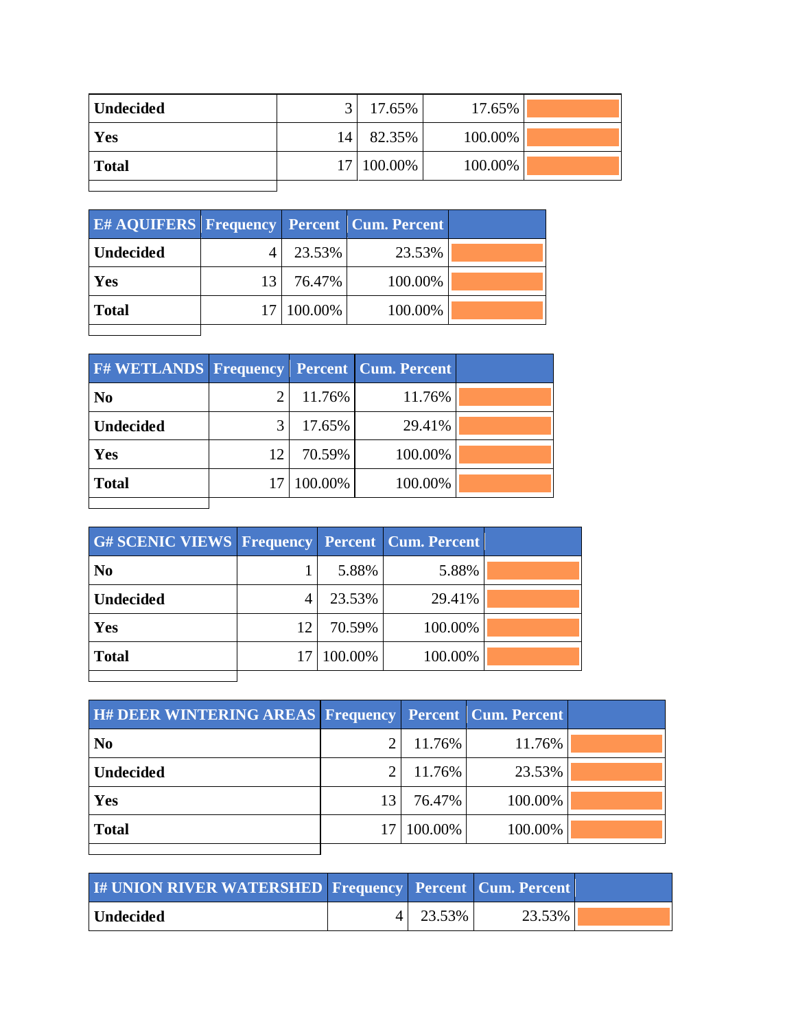| | | | | |
|---|---|---|---|---|
| **Undecided** | 3 | 17.65% | 17.65% | |
| **Yes** | 14 | 82.35% | 100.00% | |
| **Total** | 17 | 100.00% | 100.00% | |

| E# AQUIFERS | Frequency | Percent | Cum. Percent | |
|---|---|---|---|---|
| **Undecided** | 4 | 23.53% | 23.53% | |
| **Yes** | 13 | 76.47% | 100.00% | |
| **Total** | 17 | 100.00% | 100.00% | |

| F# WETLANDS | Frequency | Percent | Cum. Percent | |
|---|---|---|---|---|
| **No** | 2 | 11.76% | 11.76% | |
| **Undecided** | 3 | 17.65% | 29.41% | |
| **Yes** | 12 | 70.59% | 100.00% | |
| **Total** | 17 | 100.00% | 100.00% | |

| G# SCENIC VIEWS | Frequency | Percent | Cum. Percent | |
|---|---|---|---|---|
| **No** | 1 | 5.88% | 5.88% | |
| **Undecided** | 4 | 23.53% | 29.41% | |
| **Yes** | 12 | 70.59% | 100.00% | |
| **Total** | 17 | 100.00% | 100.00% | |

| H# DEER WINTERING AREAS | Frequency | Percent | Cum. Percent | |
|---|---|---|---|---|
| **No** | 2 | 11.76% | 11.76% | |
| **Undecided** | 2 | 11.76% | 23.53% | |
| **Yes** | 13 | 76.47% | 100.00% | |
| **Total** | 17 | 100.00% | 100.00% | |

| I# UNION RIVER WATERSHED | Frequency | Percent | Cum. Percent | |
|---|---|---|---|---|
| **Undecided** | 4 | 23.53% | 23.53% | |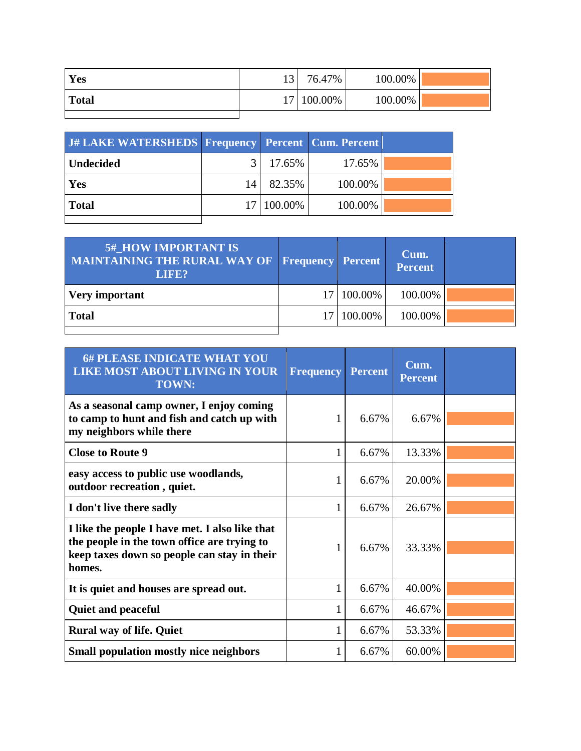| | | | | |
|---|---|---|---|---|
| Yes | 13 | 76.47% | 100.00% | |
| Total | 17 | 100.00% | 100.00% | |

| J# LAKE WATERSHEDS | Frequency | Percent | Cum. Percent | |
|---|---|---|---|---|
| Undecided | 3 | 17.65% | 17.65% | |
| Yes | 14 | 82.35% | 100.00% | |
| Total | 17 | 100.00% | 100.00% | |

| 5#_HOW IMPORTANT IS MAINTAINING THE RURAL WAY OF LIFE? | Frequency | Percent | Cum. Percent | |
|---|---|---|---|---|
| Very important | 17 | 100.00% | 100.00% | |
| Total | 17 | 100.00% | 100.00% | |

| 6# PLEASE INDICATE WHAT YOU LIKE MOST ABOUT LIVING IN YOUR TOWN: | Frequency | Percent | Cum. Percent | |
|---|---|---|---|---|
| As a seasonal camp owner, I enjoy coming to camp to hunt and fish and catch up with my neighbors while there | 1 | 6.67% | 6.67% | |
| Close to Route 9 | 1 | 6.67% | 13.33% | |
| easy access to public use woodlands, outdoor recreation , quiet. | 1 | 6.67% | 20.00% | |
| I don't live there sadly | 1 | 6.67% | 26.67% | |
| I like the people I have met. I also like that the people in the town office are trying to keep taxes down so people can stay in their homes. | 1 | 6.67% | 33.33% | |
| It is quiet and houses are spread out. | 1 | 6.67% | 40.00% | |
| Quiet and peaceful | 1 | 6.67% | 46.67% | |
| Rural way of life. Quiet | 1 | 6.67% | 53.33% | |
| Small population mostly nice neighbors | 1 | 6.67% | 60.00% | |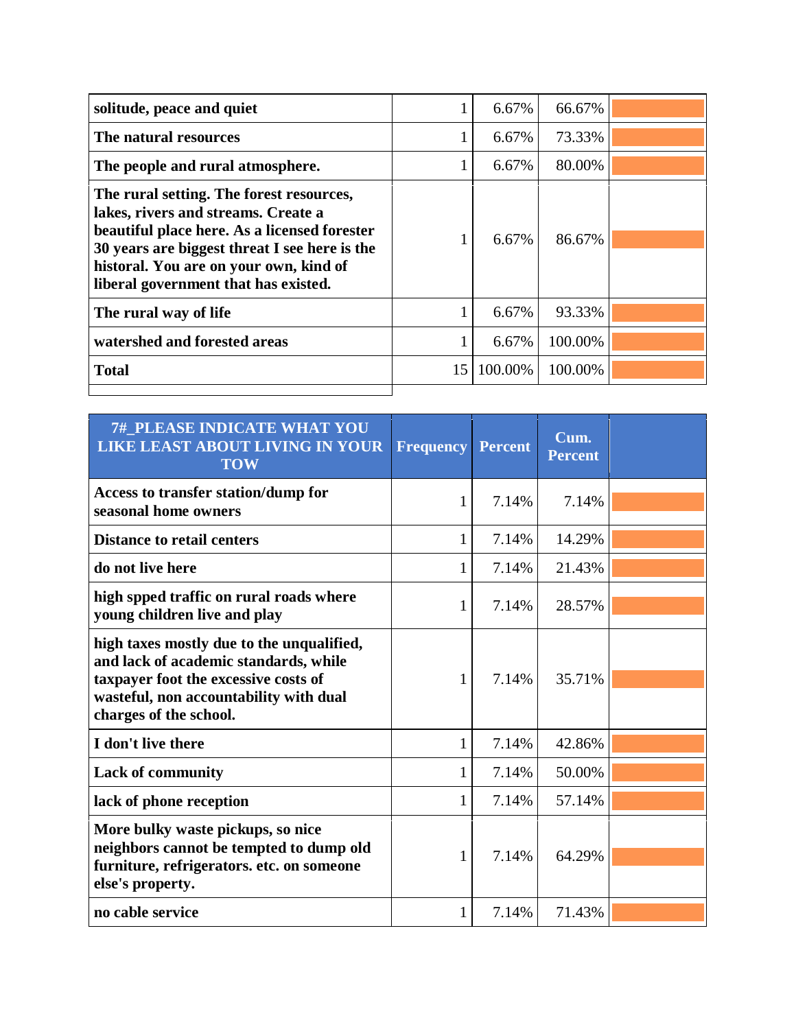| | | | | |
|---|---|---|---|---|
| solitude, peace and quiet | 1 | 6.67% | 66.67% | |
| The natural resources | 1 | 6.67% | 73.33% | |
| The people and rural atmosphere. | 1 | 6.67% | 80.00% | |
| The rural setting. The forest resources, lakes, rivers and streams. Create a beautiful place here. As a licensed forester 30 years are biggest threat I see here is the historal. You are on your own, kind of liberal government that has existed. | 1 | 6.67% | 86.67% | |
| The rural way of life | 1 | 6.67% | 93.33% | |
| watershed and forested areas | 1 | 6.67% | 100.00% | |
| Total | 15 | 100.00% | 100.00% | |

| 7#_PLEASE INDICATE WHAT YOU LIKE LEAST ABOUT LIVING IN YOUR TOW | Frequency | Percent | Cum. Percent | |
|---|---|---|---|---|
| Access to transfer station/dump for seasonal home owners | 1 | 7.14% | 7.14% | |
| Distance to retail centers | 1 | 7.14% | 14.29% | |
| do not live here | 1 | 7.14% | 21.43% | |
| high spped traffic on rural roads where young children live and play | 1 | 7.14% | 28.57% | |
| high taxes mostly due to the unqualified, and lack of academic standards, while taxpayer foot the excessive costs of wasteful, non accountability with dual charges of the school. | 1 | 7.14% | 35.71% | |
| I don't live there | 1 | 7.14% | 42.86% | |
| Lack of community | 1 | 7.14% | 50.00% | |
| lack of phone reception | 1 | 7.14% | 57.14% | |
| More bulky waste pickups, so nice neighbors cannot be tempted to dump old furniture, refrigerators. etc. on someone else's property. | 1 | 7.14% | 64.29% | |
| no cable service | 1 | 7.14% | 71.43% | |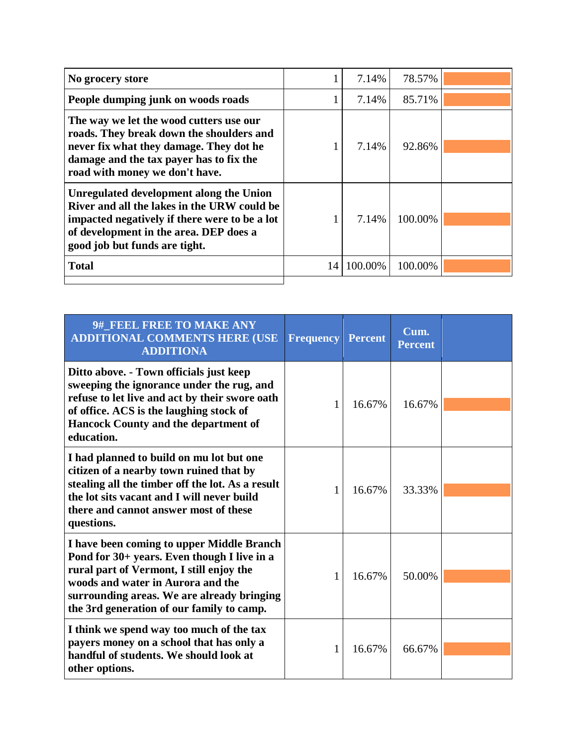| | | | | |
|---|---|---|---|---|
| **No grocery store** | 1 | 7.14% | 78.57% | |
| **People dumping junk on woods roads** | 1 | 7.14% | 85.71% | |
| **The way we let the wood cutters use our roads. They break down the shoulders and never fix what they damage. They dot he damage and the tax payer has to fix the road with money we don't have.** | 1 | 7.14% | 92.86% | |
| **Unregulated development along the Union River and all the lakes in the URW could be impacted negatively if there were to be a lot of development in the area. DEP does a good job but funds are tight.** | 1 | 7.14% | 100.00% | |
| **Total** | 14 | 100.00% | 100.00% | |

| 9#_FEEL FREE TO MAKE ANY ADDITIONAL COMMENTS HERE (USE ADDITIONA | Frequency | Percent | Cum. Percent | |
|---|---|---|---|---|
| **Ditto above. - Town officials just keep sweeping the ignorance under the rug, and refuse to let live and act by their swore oath of office. ACS is the laughing stock of Hancock County and the department of education.** | 1 | 16.67% | 16.67% | |
| **I had planned to build on mu lot but one citizen of a nearby town ruined that by stealing all the timber off the lot. As a result the lot sits vacant and I will never build there and cannot answer most of these questions.** | 1 | 16.67% | 33.33% | |
| **I have been coming to upper Middle Branch Pond for 30+ years. Even though I live in a rural part of Vermont, I still enjoy the woods and water in Aurora and the surrounding areas. We are already bringing the 3rd generation of our family to camp.** | 1 | 16.67% | 50.00% | |
| **I think we spend way too much of the tax payers money on a school that has only a handful of students. We should look at other options.** | 1 | 16.67% | 66.67% | |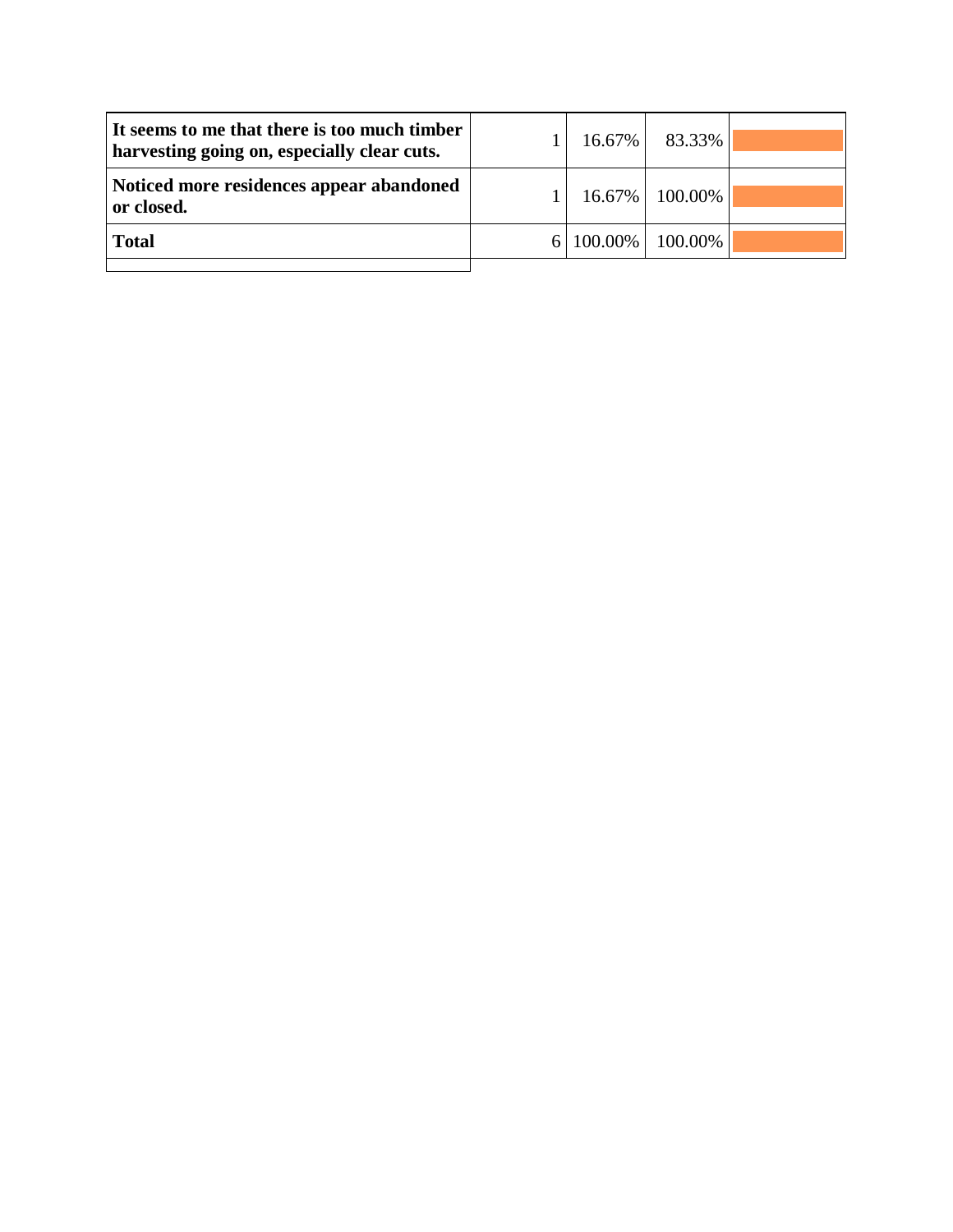| | | | | |
|---|---|---|---|---|
| **It seems to me that there is too much timber harvesting going on, especially clear cuts.** | 1 | 16.67% | 83.33% | |
| **Noticed more residences appear abandoned or closed.** | 1 | 16.67% | 100.00% | |
| **Total** | 6 | 100.00% | 100.00% | |